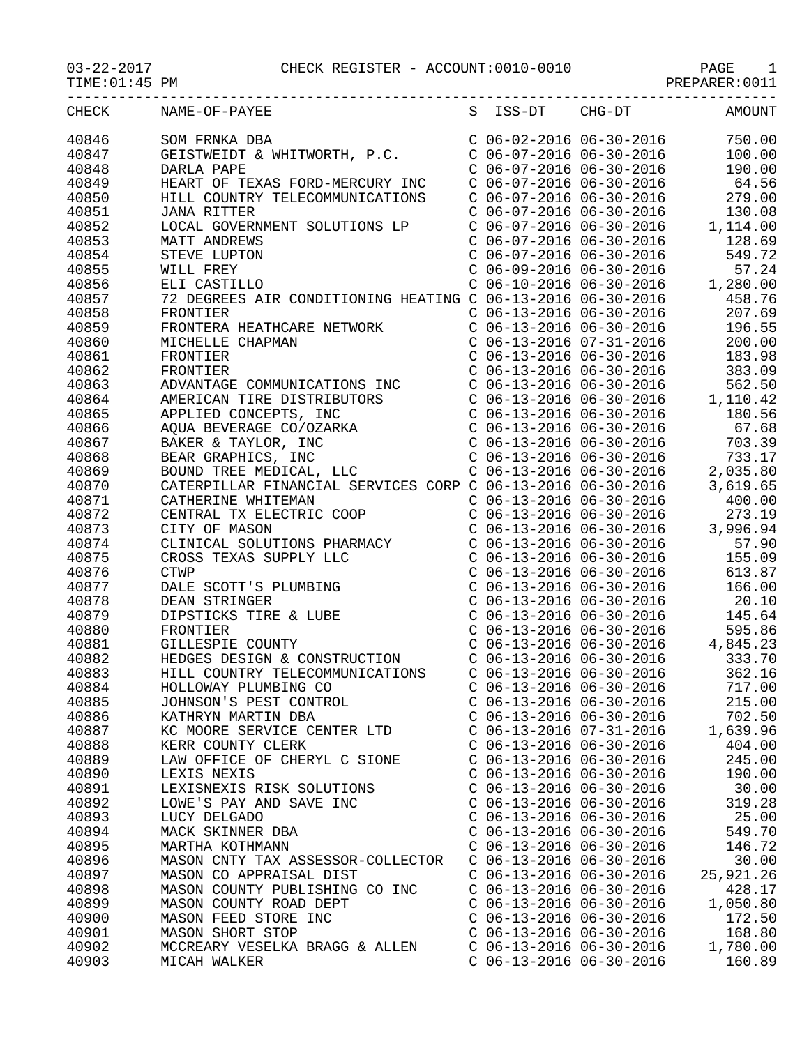03-22-2017 CHECK REGISTER - ACCOUNT:0010-0010 PAGE 1
TIME:01:45 PM PREPARER:0011

| CHECK | NAME-OF-PAYEE | S | ISS-DT | CHG-DT | AMOUNT |
|---|---|---|---|---|---|
| 40846 | SOM FRNKA DBA | C | 06-02-2016 | 06-30-2016 | 750.00 |
| 40847 | GEISTWEIDT & WHITWORTH, P.C. | C | 06-07-2016 | 06-30-2016 | 100.00 |
| 40848 | DARLA PAPE | C | 06-07-2016 | 06-30-2016 | 190.00 |
| 40849 | HEART OF TEXAS FORD-MERCURY INC | C | 06-07-2016 | 06-30-2016 | 64.56 |
| 40850 | HILL COUNTRY TELECOMMUNICATIONS | C | 06-07-2016 | 06-30-2016 | 279.00 |
| 40851 | JANA RITTER | C | 06-07-2016 | 06-30-2016 | 130.08 |
| 40852 | LOCAL GOVERNMENT SOLUTIONS LP | C | 06-07-2016 | 06-30-2016 | 1,114.00 |
| 40853 | MATT ANDREWS | C | 06-07-2016 | 06-30-2016 | 128.69 |
| 40854 | STEVE LUPTON | C | 06-07-2016 | 06-30-2016 | 549.72 |
| 40855 | WILL FREY | C | 06-09-2016 | 06-30-2016 | 57.24 |
| 40856 | ELI CASTILLO | C | 06-10-2016 | 06-30-2016 | 1,280.00 |
| 40857 | 72 DEGREES AIR CONDITIONING HEATING | C | 06-13-2016 | 06-30-2016 | 458.76 |
| 40858 | FRONTIER | C | 06-13-2016 | 06-30-2016 | 207.69 |
| 40859 | FRONTERA HEATHCARE NETWORK | C | 06-13-2016 | 06-30-2016 | 196.55 |
| 40860 | MICHELLE CHAPMAN | C | 06-13-2016 | 07-31-2016 | 200.00 |
| 40861 | FRONTIER | C | 06-13-2016 | 06-30-2016 | 183.98 |
| 40862 | FRONTIER | C | 06-13-2016 | 06-30-2016 | 383.09 |
| 40863 | ADVANTAGE COMMUNICATIONS INC | C | 06-13-2016 | 06-30-2016 | 562.50 |
| 40864 | AMERICAN TIRE DISTRIBUTORS | C | 06-13-2016 | 06-30-2016 | 1,110.42 |
| 40865 | APPLIED CONCEPTS, INC | C | 06-13-2016 | 06-30-2016 | 180.56 |
| 40866 | AQUA BEVERAGE CO/OZARKA | C | 06-13-2016 | 06-30-2016 | 67.68 |
| 40867 | BAKER & TAYLOR, INC | C | 06-13-2016 | 06-30-2016 | 703.39 |
| 40868 | BEAR GRAPHICS, INC | C | 06-13-2016 | 06-30-2016 | 733.17 |
| 40869 | BOUND TREE MEDICAL, LLC | C | 06-13-2016 | 06-30-2016 | 2,035.80 |
| 40870 | CATERPILLAR FINANCIAL SERVICES CORP | C | 06-13-2016 | 06-30-2016 | 3,619.65 |
| 40871 | CATHERINE WHITEMAN | C | 06-13-2016 | 06-30-2016 | 400.00 |
| 40872 | CENTRAL TX ELECTRIC COOP | C | 06-13-2016 | 06-30-2016 | 273.19 |
| 40873 | CITY OF MASON | C | 06-13-2016 | 06-30-2016 | 3,996.94 |
| 40874 | CLINICAL SOLUTIONS PHARMACY | C | 06-13-2016 | 06-30-2016 | 57.90 |
| 40875 | CROSS TEXAS SUPPLY LLC | C | 06-13-2016 | 06-30-2016 | 155.09 |
| 40876 | CTWP | C | 06-13-2016 | 06-30-2016 | 613.87 |
| 40877 | DALE SCOTT'S PLUMBING | C | 06-13-2016 | 06-30-2016 | 166.00 |
| 40878 | DEAN STRINGER | C | 06-13-2016 | 06-30-2016 | 20.10 |
| 40879 | DIPSTICKS TIRE & LUBE | C | 06-13-2016 | 06-30-2016 | 145.64 |
| 40880 | FRONTIER | C | 06-13-2016 | 06-30-2016 | 595.86 |
| 40881 | GILLESPIE COUNTY | C | 06-13-2016 | 06-30-2016 | 4,845.23 |
| 40882 | HEDGES DESIGN & CONSTRUCTION | C | 06-13-2016 | 06-30-2016 | 333.70 |
| 40883 | HILL COUNTRY TELECOMMUNICATIONS | C | 06-13-2016 | 06-30-2016 | 362.16 |
| 40884 | HOLLOWAY PLUMBING CO | C | 06-13-2016 | 06-30-2016 | 717.00 |
| 40885 | JOHNSON'S PEST CONTROL | C | 06-13-2016 | 06-30-2016 | 215.00 |
| 40886 | KATHRYN MARTIN DBA | C | 06-13-2016 | 06-30-2016 | 702.50 |
| 40887 | KC MOORE SERVICE CENTER LTD | C | 06-13-2016 | 07-31-2016 | 1,639.96 |
| 40888 | KERR COUNTY CLERK | C | 06-13-2016 | 06-30-2016 | 404.00 |
| 40889 | LAW OFFICE OF CHERYL C SIONE | C | 06-13-2016 | 06-30-2016 | 245.00 |
| 40890 | LEXIS NEXIS | C | 06-13-2016 | 06-30-2016 | 190.00 |
| 40891 | LEXISNEXIS RISK SOLUTIONS | C | 06-13-2016 | 06-30-2016 | 30.00 |
| 40892 | LOWE'S PAY AND SAVE INC | C | 06-13-2016 | 06-30-2016 | 319.28 |
| 40893 | LUCY DELGADO | C | 06-13-2016 | 06-30-2016 | 25.00 |
| 40894 | MACK SKINNER DBA | C | 06-13-2016 | 06-30-2016 | 549.70 |
| 40895 | MARTHA KOTHMANN | C | 06-13-2016 | 06-30-2016 | 146.72 |
| 40896 | MASON CNTY TAX ASSESSOR-COLLECTOR | C | 06-13-2016 | 06-30-2016 | 30.00 |
| 40897 | MASON CO APPRAISAL DIST | C | 06-13-2016 | 06-30-2016 | 25,921.26 |
| 40898 | MASON COUNTY PUBLISHING CO INC | C | 06-13-2016 | 06-30-2016 | 428.17 |
| 40899 | MASON COUNTY ROAD DEPT | C | 06-13-2016 | 06-30-2016 | 1,050.80 |
| 40900 | MASON FEED STORE INC | C | 06-13-2016 | 06-30-2016 | 172.50 |
| 40901 | MASON SHORT STOP | C | 06-13-2016 | 06-30-2016 | 168.80 |
| 40902 | MCCREARY VESELKA BRAGG & ALLEN | C | 06-13-2016 | 06-30-2016 | 1,780.00 |
| 40903 | MICAH WALKER | C | 06-13-2016 | 06-30-2016 | 160.89 |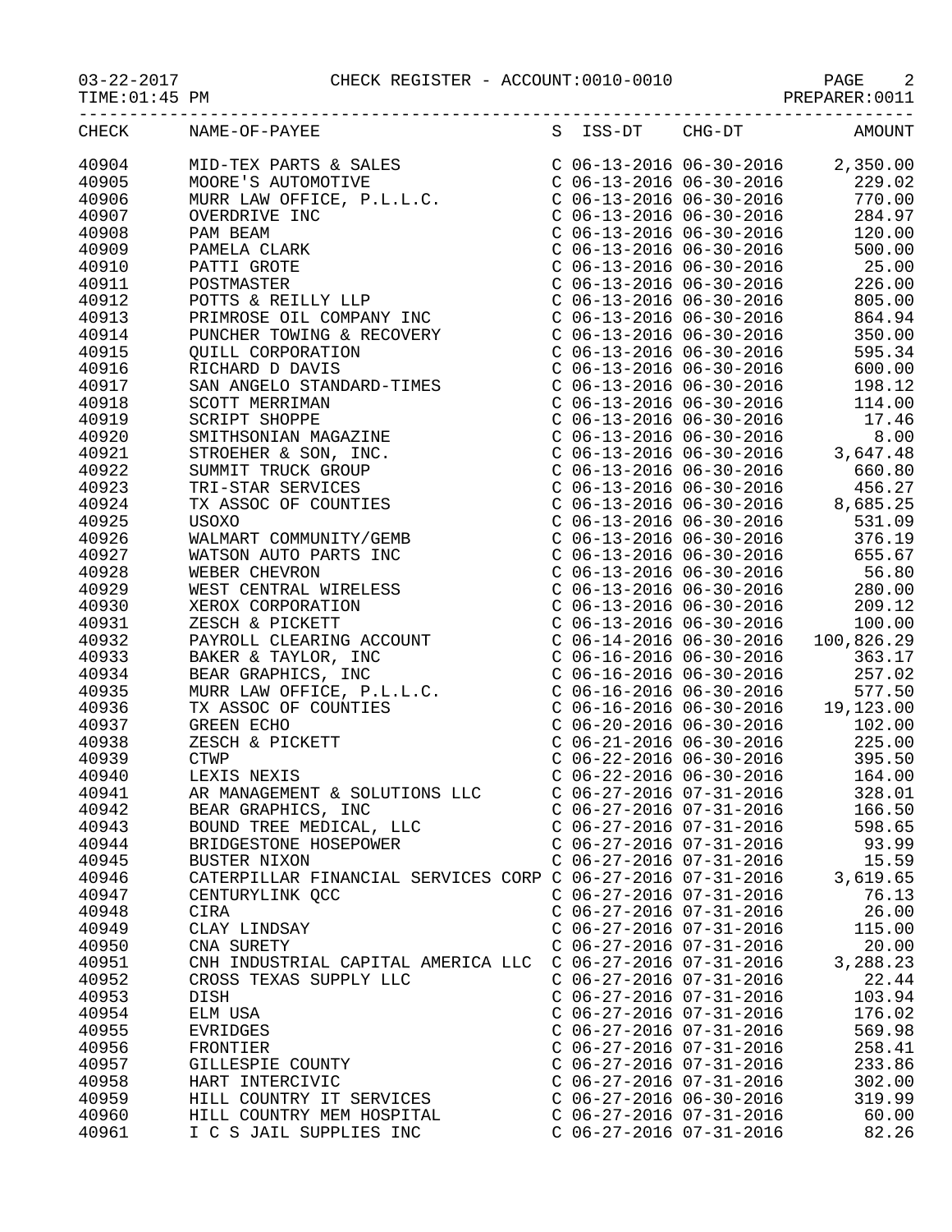03-22-2017 CHECK REGISTER - ACCOUNT:0010-0010

TIME:01:45 PM PREPARER:0011

| CHECK | NAME-OF-PAYEE | S | ISS-DT | CHG-DT | AMOUNT |
|---|---|---|---|---|---|
| 40904 | MID-TEX PARTS & SALES | C | 06-13-2016 | 06-30-2016 | 2,350.00 |
| 40905 | MOORE'S AUTOMOTIVE | C | 06-13-2016 | 06-30-2016 | 229.02 |
| 40906 | MURR LAW OFFICE, P.L.L.C. | C | 06-13-2016 | 06-30-2016 | 770.00 |
| 40907 | OVERDRIVE INC | C | 06-13-2016 | 06-30-2016 | 284.97 |
| 40908 | PAM BEAM | C | 06-13-2016 | 06-30-2016 | 120.00 |
| 40909 | PAMELA CLARK | C | 06-13-2016 | 06-30-2016 | 500.00 |
| 40910 | PATTI GROTE | C | 06-13-2016 | 06-30-2016 | 25.00 |
| 40911 | POSTMASTER | C | 06-13-2016 | 06-30-2016 | 226.00 |
| 40912 | POTTS & REILLY LLP | C | 06-13-2016 | 06-30-2016 | 805.00 |
| 40913 | PRIMROSE OIL COMPANY INC | C | 06-13-2016 | 06-30-2016 | 864.94 |
| 40914 | PUNCHER TOWING & RECOVERY | C | 06-13-2016 | 06-30-2016 | 350.00 |
| 40915 | QUILL CORPORATION | C | 06-13-2016 | 06-30-2016 | 595.34 |
| 40916 | RICHARD D DAVIS | C | 06-13-2016 | 06-30-2016 | 600.00 |
| 40917 | SAN ANGELO STANDARD-TIMES | C | 06-13-2016 | 06-30-2016 | 198.12 |
| 40918 | SCOTT MERRIMAN | C | 06-13-2016 | 06-30-2016 | 114.00 |
| 40919 | SCRIPT SHOPPE | C | 06-13-2016 | 06-30-2016 | 17.46 |
| 40920 | SMITHSONIAN MAGAZINE | C | 06-13-2016 | 06-30-2016 | 8.00 |
| 40921 | STROEHER & SON, INC. | C | 06-13-2016 | 06-30-2016 | 3,647.48 |
| 40922 | SUMMIT TRUCK GROUP | C | 06-13-2016 | 06-30-2016 | 660.80 |
| 40923 | TRI-STAR SERVICES | C | 06-13-2016 | 06-30-2016 | 456.27 |
| 40924 | TX ASSOC OF COUNTIES | C | 06-13-2016 | 06-30-2016 | 8,685.25 |
| 40925 | USOXO | C | 06-13-2016 | 06-30-2016 | 531.09 |
| 40926 | WALMART COMMUNITY/GEMB | C | 06-13-2016 | 06-30-2016 | 376.19 |
| 40927 | WATSON AUTO PARTS INC | C | 06-13-2016 | 06-30-2016 | 655.67 |
| 40928 | WEBER CHEVRON | C | 06-13-2016 | 06-30-2016 | 56.80 |
| 40929 | WEST CENTRAL WIRELESS | C | 06-13-2016 | 06-30-2016 | 280.00 |
| 40930 | XEROX CORPORATION | C | 06-13-2016 | 06-30-2016 | 209.12 |
| 40931 | ZESCH & PICKETT | C | 06-13-2016 | 06-30-2016 | 100.00 |
| 40932 | PAYROLL CLEARING ACCOUNT | C | 06-14-2016 | 06-30-2016 | 100,826.29 |
| 40933 | BAKER & TAYLOR, INC | C | 06-16-2016 | 06-30-2016 | 363.17 |
| 40934 | BEAR GRAPHICS, INC | C | 06-16-2016 | 06-30-2016 | 257.02 |
| 40935 | MURR LAW OFFICE, P.L.L.C. | C | 06-16-2016 | 06-30-2016 | 577.50 |
| 40936 | TX ASSOC OF COUNTIES | C | 06-16-2016 | 06-30-2016 | 19,123.00 |
| 40937 | GREEN ECHO | C | 06-20-2016 | 06-30-2016 | 102.00 |
| 40938 | ZESCH & PICKETT | C | 06-21-2016 | 06-30-2016 | 225.00 |
| 40939 | CTWP | C | 06-22-2016 | 06-30-2016 | 395.50 |
| 40940 | LEXIS NEXIS | C | 06-22-2016 | 06-30-2016 | 164.00 |
| 40941 | AR MANAGEMENT & SOLUTIONS LLC | C | 06-27-2016 | 07-31-2016 | 328.01 |
| 40942 | BEAR GRAPHICS, INC | C | 06-27-2016 | 07-31-2016 | 166.50 |
| 40943 | BOUND TREE MEDICAL, LLC | C | 06-27-2016 | 07-31-2016 | 598.65 |
| 40944 | BRIDGESTONE HOSEPOWER | C | 06-27-2016 | 07-31-2016 | 93.99 |
| 40945 | BUSTER NIXON | C | 06-27-2016 | 07-31-2016 | 15.59 |
| 40946 | CATERPILLAR FINANCIAL SERVICES CORP | C | 06-27-2016 | 07-31-2016 | 3,619.65 |
| 40947 | CENTURYLINK QCC | C | 06-27-2016 | 07-31-2016 | 76.13 |
| 40948 | CIRA | C | 06-27-2016 | 07-31-2016 | 26.00 |
| 40949 | CLAY LINDSAY | C | 06-27-2016 | 07-31-2016 | 115.00 |
| 40950 | CNA SURETY | C | 06-27-2016 | 07-31-2016 | 20.00 |
| 40951 | CNH INDUSTRIAL CAPITAL AMERICA LLC | C | 06-27-2016 | 07-31-2016 | 3,288.23 |
| 40952 | CROSS TEXAS SUPPLY LLC | C | 06-27-2016 | 07-31-2016 | 22.44 |
| 40953 | DISH | C | 06-27-2016 | 07-31-2016 | 103.94 |
| 40954 | ELM USA | C | 06-27-2016 | 07-31-2016 | 176.02 |
| 40955 | EVRIDGES | C | 06-27-2016 | 07-31-2016 | 569.98 |
| 40956 | FRONTIER | C | 06-27-2016 | 07-31-2016 | 258.41 |
| 40957 | GILLESPIE COUNTY | C | 06-27-2016 | 07-31-2016 | 233.86 |
| 40958 | HART INTERCIVIC | C | 06-27-2016 | 07-31-2016 | 302.00 |
| 40959 | HILL COUNTRY IT SERVICES | C | 06-27-2016 | 06-30-2016 | 319.99 |
| 40960 | HILL COUNTRY MEM HOSPITAL | C | 06-27-2016 | 07-31-2016 | 60.00 |
| 40961 | I C S JAIL SUPPLIES INC | C | 06-27-2016 | 07-31-2016 | 82.26 |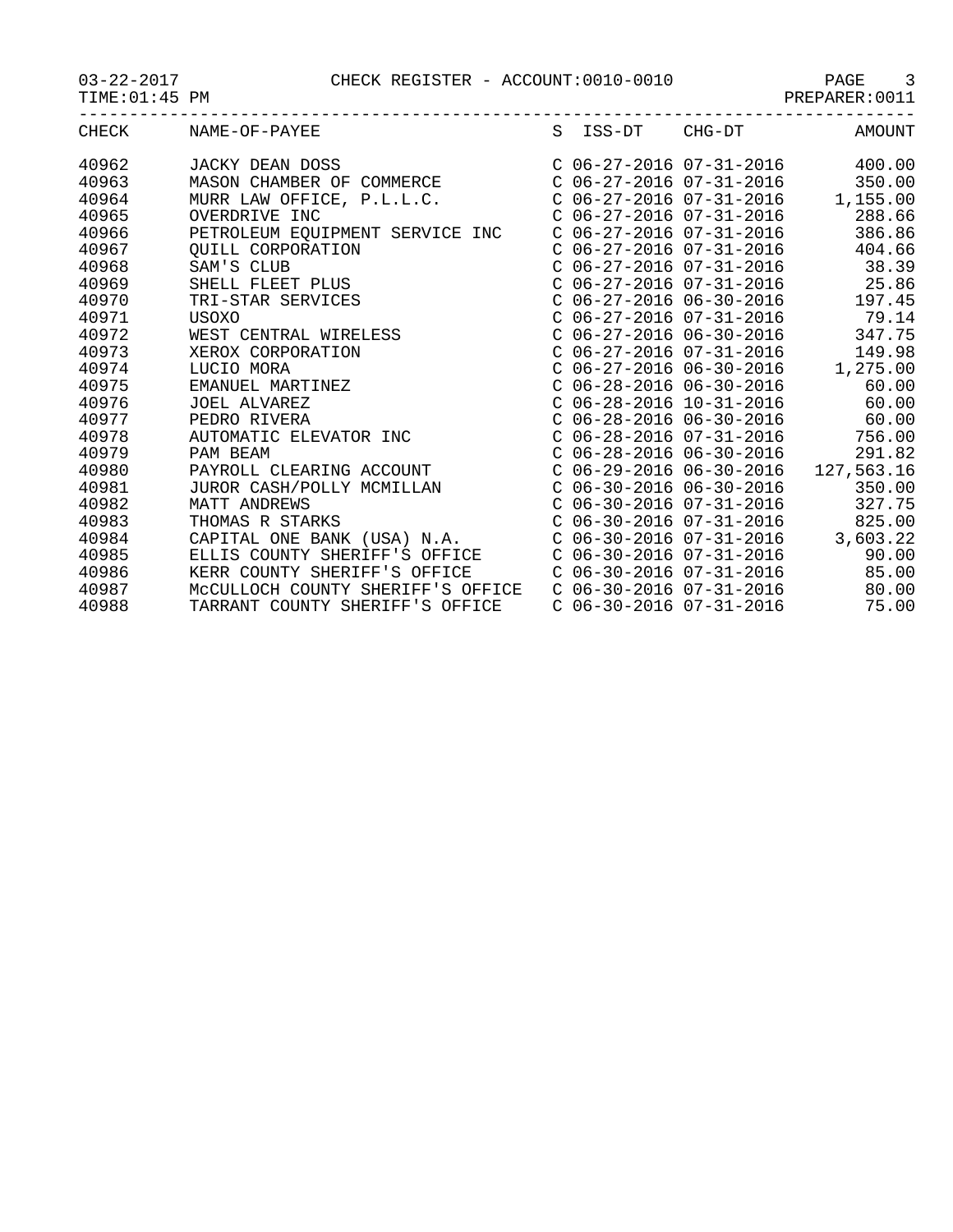CHECK REGISTER - ACCOUNT:0010-0010

03-22-2017
TIME:01:45 PM
PREPARER:0011

| CHECK | NAME-OF-PAYEE | S | ISS-DT | CHG-DT | AMOUNT |
|---|---|---|---|---|---|
| 40962 | JACKY DEAN DOSS | C | 06-27-2016 | 07-31-2016 | 400.00 |
| 40963 | MASON CHAMBER OF COMMERCE | C | 06-27-2016 | 07-31-2016 | 350.00 |
| 40964 | MURR LAW OFFICE, P.L.L.C. | C | 06-27-2016 | 07-31-2016 | 1,155.00 |
| 40965 | OVERDRIVE INC | C | 06-27-2016 | 07-31-2016 | 288.66 |
| 40966 | PETROLEUM EQUIPMENT SERVICE INC | C | 06-27-2016 | 07-31-2016 | 386.86 |
| 40967 | QUILL CORPORATION | C | 06-27-2016 | 07-31-2016 | 404.66 |
| 40968 | SAM'S CLUB | C | 06-27-2016 | 07-31-2016 | 38.39 |
| 40969 | SHELL FLEET PLUS | C | 06-27-2016 | 07-31-2016 | 25.86 |
| 40970 | TRI-STAR SERVICES | C | 06-27-2016 | 06-30-2016 | 197.45 |
| 40971 | USOXO | C | 06-27-2016 | 07-31-2016 | 79.14 |
| 40972 | WEST CENTRAL WIRELESS | C | 06-27-2016 | 06-30-2016 | 347.75 |
| 40973 | XEROX CORPORATION | C | 06-27-2016 | 07-31-2016 | 149.98 |
| 40974 | LUCIO MORA | C | 06-27-2016 | 06-30-2016 | 1,275.00 |
| 40975 | EMANUEL MARTINEZ | C | 06-28-2016 | 06-30-2016 | 60.00 |
| 40976 | JOEL ALVAREZ | C | 06-28-2016 | 10-31-2016 | 60.00 |
| 40977 | PEDRO RIVERA | C | 06-28-2016 | 06-30-2016 | 60.00 |
| 40978 | AUTOMATIC ELEVATOR INC | C | 06-28-2016 | 07-31-2016 | 756.00 |
| 40979 | PAM BEAM | C | 06-28-2016 | 06-30-2016 | 291.82 |
| 40980 | PAYROLL CLEARING ACCOUNT | C | 06-29-2016 | 06-30-2016 | 127,563.16 |
| 40981 | JUROR CASH/POLLY MCMILLAN | C | 06-30-2016 | 06-30-2016 | 350.00 |
| 40982 | MATT ANDREWS | C | 06-30-2016 | 07-31-2016 | 327.75 |
| 40983 | THOMAS R STARKS | C | 06-30-2016 | 07-31-2016 | 825.00 |
| 40984 | CAPITAL ONE BANK (USA) N.A. | C | 06-30-2016 | 07-31-2016 | 3,603.22 |
| 40985 | ELLIS COUNTY SHERIFF'S OFFICE | C | 06-30-2016 | 07-31-2016 | 90.00 |
| 40986 | KERR COUNTY SHERIFF'S OFFICE | C | 06-30-2016 | 07-31-2016 | 85.00 |
| 40987 | McCULLOCH COUNTY SHERIFF'S OFFICE | C | 06-30-2016 | 07-31-2016 | 80.00 |
| 40988 | TARRANT COUNTY SHERIFF'S OFFICE | C | 06-30-2016 | 07-31-2016 | 75.00 |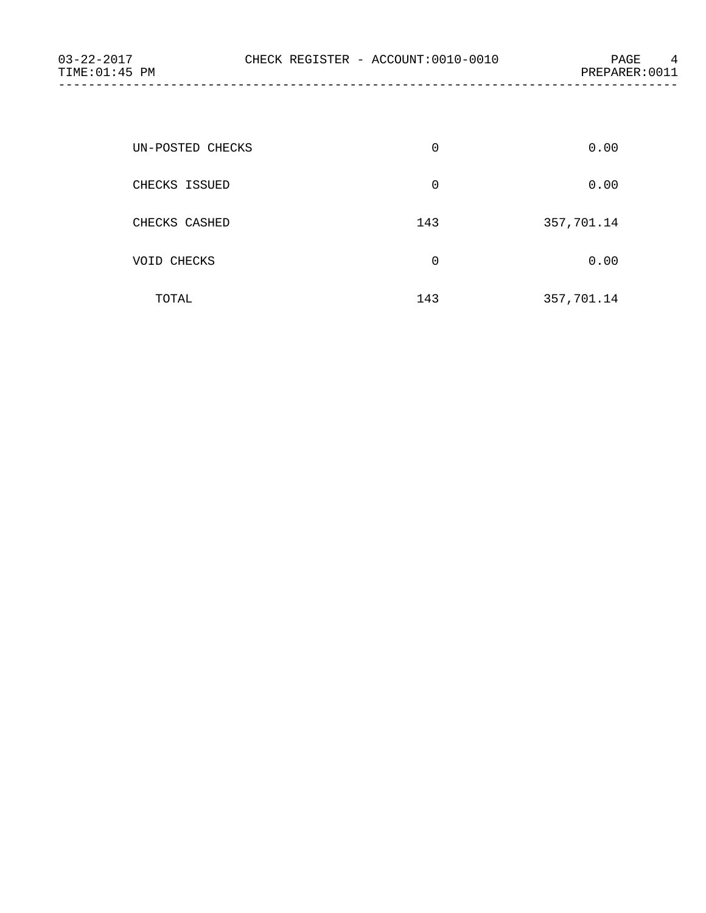| | | |
|---|---|---|
| UN-POSTED CHECKS | 0 | 0.00 |
| CHECKS ISSUED | 0 | 0.00 |
| CHECKS CASHED | 143 | 357,701.14 |
| VOID CHECKS | 0 | 0.00 |
| TOTAL | 143 | 357,701.14 |